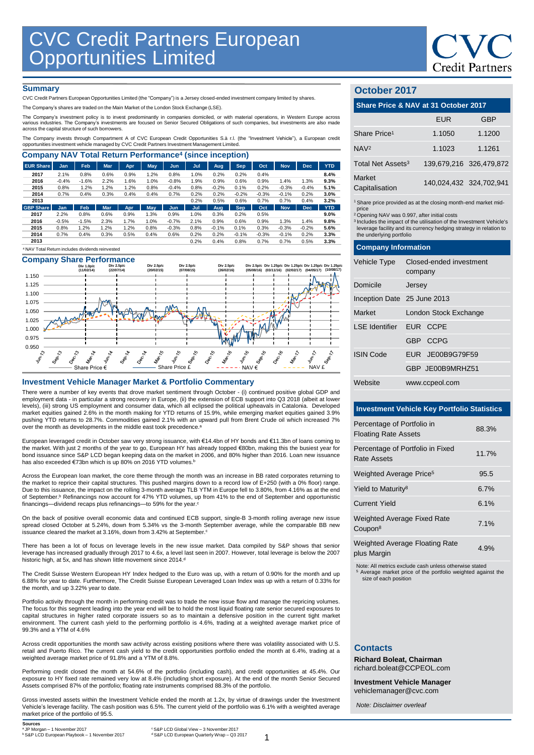# CVC Credit Partners European Opportunities Limited

## Summary

CVC Credit Partners European Opportunities Limited (the "Company") is a Jersey closed-ended investment company limited by shares.

The Company's shares are traded on the Main Market of the London Stock Exchange (LSE).

The Company's investment policy is to invest predominantly in companies domiciled, or with material operations, in Western Europe across various industries. The Company's investments are focused on Senior Secured Obligations of such companies, but investments are also made across the capital structure of such borrowers.

The Company invests through Compartment A of CVC European Credit Opportunities S.à r.l. (the "Investment Vehicle"), a European credit opportunities investment vehicle managed by CVC Credit Partners Investment Management Limited.

## Company NAV Total Return Performance[4] (since inception)

| EUR Share | Jan | Feb | Mar | Apr | May | Jun | Jul | Aug | Sep | Oct | Nov | Dec | YTD |
|---|---|---|---|---|---|---|---|---|---|---|---|---|---|
| 2017 | 2.1% | 0.8% | 0.6% | 0.9% | 1.2% | 0.8% | 1.0% | 0.2% | 0.2% | 0.4% | | | 8.4% |
| 2016 | -0.4% | -1.6% | 2.2% | 1.6% | 1.0% | -0.8% | 1.9% | 0.9% | 0.6% | 0.9% | 1.4% | 1.3% | 9.3% |
| 2015 | 0.8% | 1.2% | 1.2% | 1.2% | 0.8% | -0.4% | 0.8% | -0.2% | 0.1% | 0.2% | -0.3% | -0.4% | 5.1% |
| 2014 | 0.7% | 0.4% | 0.3% | 0.4% | 0.4% | 0.7% | 0.2% | 0.2% | -0.2% | -0.3% | -0.1% | 0.2% | 3.0% |
| 2013 | | | | | | | 0.2% | 0.5% | 0.6% | 0.7% | 0.7% | 0.4% | 3.2% |
| **GBP Share** | **Jan** | **Feb** | **Mar** | **Apr** | **May** | **Jun** | **Jul** | **Aug** | **Sep** | **Oct** | **Nov** | **Dec** | **YTD** |
| 2017 | 2.2% | 0.8% | 0.6% | 0.9% | 1.3% | 0.9% | 1.0% | 0.3% | 0.2% | 0.5% | | | 9.0% |
| 2016 | -0.5% | -1.5% | 2.3% | 1.7% | 1.0% | -0.7% | 2.1% | 0.9% | 0.6% | 0.9% | 1.3% | 1.4% | 9.8% |
| 2015 | 0.8% | 1.2% | 1.2% | 1.2% | 0.8% | -0.3% | 0.8% | -0.1% | 0.1% | 0.3% | -0.3% | -0.2% | 5.6% |
| 2014 | 0.7% | 0.4% | 0.3% | 0.5% | 0.4% | 0.6% | 0.2% | 0.2% | -0.1% | -0.3% | -0.1% | 0.2% | 3.3% |
| 2013 | | | | | | | 0.2% | 0.4% | 0.8% | 0.7% | 0.7% | 0.5% | 3.3% |

[4] NAV Total Return includes dividends reinvested

## Company Share Performance

Div 1.0p/c (11/02/14), Div 2.5p/c (22/07/14), Div 2.5p/c (20/02/15), Div 2.5p/c (07/08/15), Div 2.5p/c (26/02/16), Div 2.5p/c (05/08/16), Div 1.25p/c (03/11/16), Div 1.25p/c (02/02/17), Div 1.25p/c (04/05/17), Div 1.25p/c (10/08/17)

Share Price € — Share Price £ — NAV € — NAV £

## Investment Vehicle Manager Market & Portfolio Commentary

There were a number of key events that drove market sentiment through October - (i) continued positive global GDP and employment data - in particular a strong recovery in Europe, (ii) the extension of ECB support into Q3 2018 (albeit at lower levels), (iii) strong US employment and consumer data, which all eclipsed the political upheavals in Catalonia. Developed market equities gained 2.6% in the month making for YTD returns of 15.9%, while emerging market equities gained 3.9% pushing YTD returns to 28.7%. Commodities gained 2.1% with an upward pull from Brent Crude oil which increased 7% over the month as developments in the middle east took precedence.[a]

European leveraged credit in October saw very strong issuance, with €14.4bn of HY bonds and €11.3bn of loans coming to the market. With just 2 months of the year to go, European HY has already topped €80bn, making this the busiest year for bond issuance since S&P LCD began keeping data on the market in 2006, and 80% higher than 2016. Loan new issuance has also exceeded €73bn which is up 80% on 2016 YTD volumes.[b]

Across the European loan market, the core theme through the month was an increase in BB rated corporates returning to the market to reprice their capital structures. This pushed margins down to a record low of E+250 (with a 0% floor) range. Due to this issuance, the impact on the rolling 3-month average TLB YTM in Europe fell to 3.80%, from 4.16% as at the end of September.[b] Refinancings now account for 47% YTD volumes, up from 41% to the end of September and opportunistic financings—dividend recaps plus refinancings—to 59% for the year.[c]

On the back of positive overall economic data and continued ECB support, single-B 3-month rolling average new issue spread closed October at 5.24%, down from 5.34% vs the 3-month September average, while the comparable BB new issuance cleared the market at 3.16%, down from 3.42% at September.[c]

There has been a lot of focus on leverage levels in the new issue market. Data compiled by S&P shows that senior leverage has increased gradually through 2017 to 4.6x, a level last seen in 2007. However, total leverage is below the 2007 historic high, at 5x, and has shown little movement since 2014.[d]

The Credit Suisse Western European HY Index hedged to the Euro was up, with a return of 0.90% for the month and up 6.88% for year to date. Furthermore, The Credit Suisse European Leveraged Loan Index was up with a return of 0.33% for the month, and up 3.22% year to date.

Portfolio activity through the month in performing credit was to trade the new issue flow and manage the repricing volumes. The focus for this segment leading into the year end will be to hold the most liquid floating rate senior secured exposures to capital structures in higher rated corporate issuers so as to maintain a defensive position in the current tight market environment. The current cash yield to the performing portfolio is 4.6%, trading at a weighted average market price of 99.3% and a YTM of 4.6%

Across credit opportunities the month saw activity across existing positions where there was volatility associated with U.S. retail and Puerto Rico. The current cash yield to the credit opportunities portfolio ended the month at 6.4%, trading at a weighted average market price of 91.8% and a YTM of 8.8%.

Performing credit closed the month at 54.6% of the portfolio (including cash), and credit opportunities at 45.4%. Our exposure to HY fixed rate remained very low at 8.4% (including short exposure). At the end of the month Senior Secured Assets comprised 87% of the portfolio; floating rate instruments comprised 88.3% of the portfolio.

Gross invested assets within the Investment Vehicle ended the month at 1.2x, by virtue of drawings under the Investment Vehicle's leverage facility. The cash position was 6.5%. The current yield of the portfolio was 6.1% with a weighted average market price of the portfolio of 95.5.

**Sources**

[a] JP Morgan – 1 November 2017
[b] S&P LCD European Playbook – 1 November 2017
[c] S&P LCD Global View – 3 November 2017
[d] S&P LCD European Quarterly Wrap – Q3 2017

## October 2017

### Share Price & NAV at 31 October 2017

| | EUR | GBP |
|---|---|---|
| Share Price[1] | 1.1050 | 1.1200 |
| NAV[2] | 1.1023 | 1.1261 |
| Total Net Assets[3] | 139,679,216 | 326,479,872 |
| Market Capitalisation | 140,024,432 | 324,702,941 |

[1] Share price provided as at the closing month-end market mid-price
[2] Opening NAV was 0.997, after initial costs
[3] Includes the impact of the utilisation of the Investment Vehicle's leverage facility and its currency hedging strategy in relation to the underlying portfolio

### Company Information

| | |
|---|---|
| Vehicle Type | Closed-ended investment company |
| Domicile | Jersey |
| Inception Date | 25 June 2013 |
| Market | London Stock Exchange |
| LSE Identifier | EUR CCPE |
| | GBP CCPG |
| ISIN Code | EUR JE00B9G79F59 |
| | GBP JE00B9MRHZ51 |
| Website | www.ccpeol.com |

### Investment Vehicle Key Portfolio Statistics

| | |
|---|---|
| Percentage of Portfolio in Floating Rate Assets | 88.3% |
| Percentage of Portfolio in Fixed Rate Assets | 11.7% |
| Weighted Average Price[5] | 95.5 |
| Yield to Maturity[8] | 6.7% |
| Current Yield | 6.1% |
| Weighted Average Fixed Rate Coupon[8] | 7.1% |
| Weighted Average Floating Rate plus Margin | 4.9% |

Note: All metrics exclude cash unless otherwise stated
[5] Average market price of the portfolio weighted against the size of each position

## Contacts

**Richard Boleat, Chairman**
richard.boleat@CCPEOL.com

**Investment Vehicle Manager**
vehiclemanager@cvc.com

*Note: Disclaimer overleaf*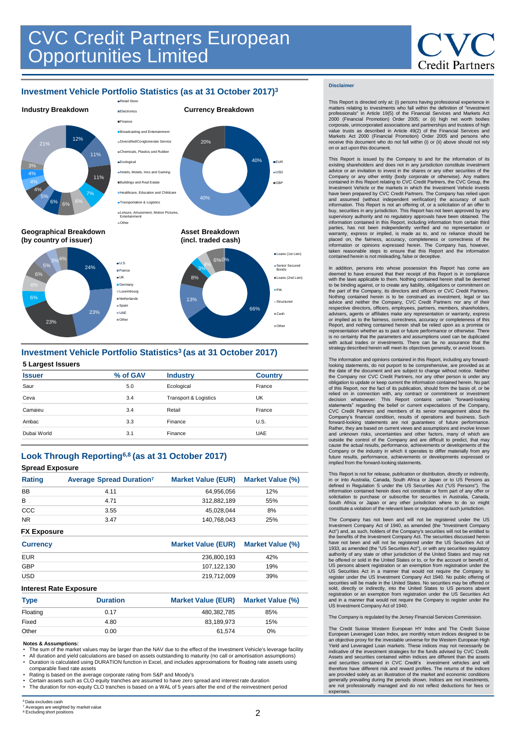# CVC Credit Partners European Opportunities Limited

## Investment Vehicle Portfolio Statistics (as at 31 October 2017)[3]

### Industry Breakdown

12%
11%
11%
7%
6%
6%
6%
5%
4%
4%
4%
3%
21%

Retail Store
Electronics
Finance
Broadcasting and Entertainment
Diversified/Conglomerate Service
Chemicals, Plastics and Rubber
Ecological
Hotels, Motels, Inns and Gaming
Buildings and Real Estate
Healthcare, Education and Childcare
Transportation & Logistics
Leisure, Amusement, Motion Pictures, Entertainment
Other

### Currency Breakdown

40%
40%
20%

EUR
USD
GBP

### Geographical Breakdown (by country of issuer)

24%
23%
23%
6%
6%
6%
5%
3%
4%

U.S.
France
UK
Germany
Luxembourg
Netherlands
Spain
UAE
Other

### Asset Breakdown (incl. traded cash)

66%
13%
8%
3%
4%
6%
0%

Loans (1st Lien)
Senior Secured Bonds
Loans (2nd Lien)
PIK
Structured
Cash
Other

## Investment Vehicle Portfolio Statistics[3] (as at 31 October 2017)

### 5 Largest Issuers

| Issuer | % of GAV | Industry | Country |
|---|---|---|---|
| Saur | 5.0 | Ecological | France |
| Ceva | 3.4 | Transport & Logistics | UK |
| Camaieu | 3.4 | Retail | France |
| Ambac | 3.3 | Finance | U.S. |
| Dubai World | 3.1 | Finance | UAE |

## Look Through Reporting[6,8] (as at 31 October 2017)

### Spread Exposure

| Rating | Average Spread Duration[7] | Market Value (EUR) | Market Value (%) |
|---|---|---|---|
| BB | 4.11 | 64,956,056 | 12% |
| B | 4.71 | 312,882,189 | 55% |
| CCC | 3.55 | 45,028,044 | 8% |
| NR | 3.47 | 140,768,043 | 25% |

### FX Exposure

| Currency | Market Value (EUR) | Market Value (%) |
|---|---|---|
| EUR | 236,800,193 | 42% |
| GBP | 107,122,130 | 19% |
| USD | 219,712,009 | 39% |

### Interest Rate Exposure

| Type | Duration | Market Value (EUR) | Market Value (%) |
|---|---|---|---|
| Floating | 0.17 | 480,382,785 | 85% |
| Fixed | 4.80 | 83,189,973 | 15% |
| Other | 0.00 | 61,574 | 0% |

**Notes & Assumptions:**

- The sum of the market values may be larger than the NAV due to the effect of the Investment Vehicle's leverage facility
- All duration and yield calculations are based on assets outstanding to maturity (no call or amortisation assumptions)
- Duration is calculated using DURATION function in Excel, and includes approximations for floating rate assets using comparable fixed rate assets
- Rating is based on the average corporate rating from S&P and Moody's
- Certain assets such as CLO equity tranches are assumed to have zero spread and interest rate duration
- The duration for non-equity CLO tranches is based on a WAL of 5 years after the end of the reinvestment period

[6] Data excludes cash
[7] Averages are weighted by market value
[8] Excluding short positions

### Disclaimer

This Report is directed only at: (i) persons having professional experience in matters relating to investments who fall within the definition of "investment professionals" in Article 19(5) of the Financial Services and Markets Act 2000 (Financial Promotion) Order 2005; or (ii) high net worth bodies corporate, unincorporated associations and partnerships and trustees of high value trusts as described in Article 49(2) of the Financial Services and Markets Act 2000 (Financial Promotion) Order 2005 and persons who receive this document who do not fall within (i) or (ii) above should not rely on or act upon this document.

This Report is issued by the Company to and for the information of its existing shareholders and does not in any jurisdiction constitute investment advice or an invitation to invest in the shares or any other securities of the Company or any other entity (body corporate or otherwise). Any matters contained in this Report relating to CVC Credit Partners, the CVC Group, the Investment Vehicle or the markets in which the Investment Vehicle invests have been prepared by CVC Credit Partners. The Company has relied upon and assumed (without independent verification) the accuracy of such information. This Report is not an offering of, or a solicitation of an offer to buy, securities in any jurisdiction. This Report has not been approved by any supervisory authority and no regulatory approvals have been obtained. The information contained in this Report, including information from certain third parties, has not been independently verified and no representation or warranty, express or implied, is made as to, and no reliance should be placed on, the fairness, accuracy, completeness or correctness of the information or opinions expressed herein. The Company has, however, taken reasonable steps to ensure that this Report and the information contained herein is not misleading, false or deceptive.

In addition, persons into whose possession this Report has come are deemed to have ensured that their receipt of this Report is in compliance with the laws applicable to them. Nothing contained herein shall be deemed to be binding against, or to create any liability, obligations or commitment on the part of the Company, its directors and officers or CVC Credit Partners. Nothing contained herein is to be construed as investment, legal or tax advice and neither the Company, CVC Credit Partners nor any of their respective directors, officers, employees, partners, members, shareholders, advisers, agents or affiliates make any representation or warranty, express or implied as to the fairness, correctness, accuracy or completeness of this Report, and nothing contained herein shall be relied upon as a promise or representation whether as to past or future performance or otherwise. There is no certainty that the parameters and assumptions used can be duplicated with actual trades or investments. There can be no assurance that the strategy described herein will meet its objectives generally, or avoid losses.

The information and opinions contained in this Report, including any forward-looking statements, do not purport to be comprehensive, are provided as at the date of the document and are subject to change without notice. Neither the Company nor CVC Credit Partners, nor any other person is under any obligation to update or keep current the information contained herein. No part of this Report, nor the fact of its publication, should form the basis of, or be relied on in connection with, any contract or commitment or investment decision whatsoever. This Report contains certain "forward-looking statements" regarding the belief or current expectations of the Company, CVC Credit Partners and members of its senior management about the Company's financial condition, results of operations and business. Such forward-looking statements are not guarantees of future performance. Rather, they are based on current views and assumptions and involve known and unknown risks, uncertainties and other factors, many of which are outside the control of the Company and are difficult to predict, that may cause the actual results, performance, achievements or developments of the Company or the industry in which it operates to differ materially from any future results, performance, achievements or developments expressed or implied from the forward-looking statements.

This Report is not for release, publication or distribution, directly or indirectly, in or into Australia, Canada, South Africa or Japan or to US Persons as defined in Regulation S under the US Securities Act ("US Persons"). The information contained herein does not constitute or form part of any offer or solicitation to purchase or subscribe for securities in Australia, Canada, South Africa or Japan or any other jurisdiction where to do so might constitute a violation of the relevant laws or regulations of such jurisdiction.

The Company has not been and will not be registered under the US Investment Company Act of 1940, as amended (the "Investment Company Act") and, as such, holders of the Company's securities will not be entitled to the benefits of the Investment Company Act. The securities discussed herein have not been and will not be registered under the US Securities Act of 1933, as amended (the "US Securities Act"), or with any securities regulatory authority of any state or other jurisdiction of the United States and may not be offered or sold in the United States or to, or for the account or benefit of, US persons absent registration or an exemption from registration under the US Securities Act in a manner that would not require the Company to register under the US Investment Company Act 1940. No public offering of securities will be made in the United States. No securities may be offered or sold, directly or indirectly, into the United States to US persons absent registration or an exemption from registration under the US Securities Act and in a manner that would not require the Company to register under the US Investment Company Act of 1940.

The Company is regulated by the Jersey Financial Services Commission.

The Credit Suisse Western European HY Index and The Credit Suisse European Leveraged Loan Index, are monthly return indices designed to be an objective proxy for the investable universe for the Western European High Yield and Leveraged Loan markets. These indices may not necessarily be indicative of the investment strategies for the funds advised by CVC Credit. Assets and securities contained within indices are different than the assets and securities contained in CVC Credit's investment vehicles and will therefore have different risk and reward profiles. The returns of the indices are provided solely as an illustration of the market and economic conditions generally prevailing during the periods shown. Indices are not investments, are not professionally managed and do not reflect deductions for fees or expenses.